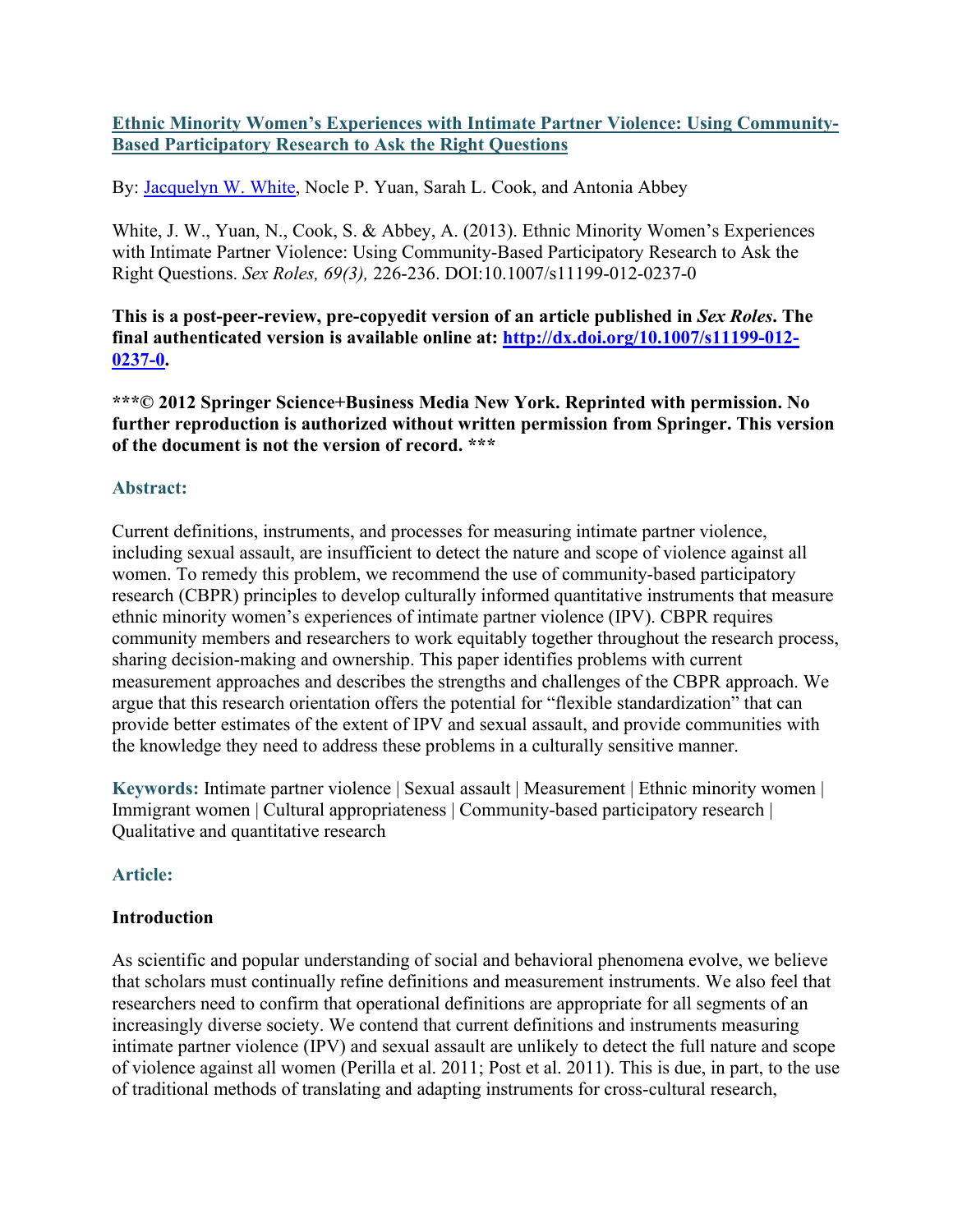# [Ethnic Minority Women's Experiences with Intimate Partner Violence: Using Community-Based Participatory Research to Ask the Right Questions](#)

By: [Jacquelyn W. White](#), Nocle P. Yuan, Sarah L. Cook, and Antonia Abbey

White, J. W., Yuan, N., Cook, S. & Abbey, A. (2013). Ethnic Minority Women's Experiences with Intimate Partner Violence: Using Community-Based Participatory Research to Ask the Right Questions. *Sex Roles, 69(3),* 226-236. DOI:10.1007/s11199-012-0237-0

**This is a post-peer-review, pre-copyedit version of an article published in *Sex Roles*. The final authenticated version is available online at: [http://dx.doi.org/10.1007/s11199-012-0237-0](http://dx.doi.org/10.1007/s11199-012-0237-0).**

**\*\*\*© 2012 Springer Science+Business Media New York. Reprinted with permission. No further reproduction is authorized without written permission from Springer. This version of the document is not the version of record. \*\*\***

## Abstract:

Current definitions, instruments, and processes for measuring intimate partner violence, including sexual assault, are insufficient to detect the nature and scope of violence against all women. To remedy this problem, we recommend the use of community-based participatory research (CBPR) principles to develop culturally informed quantitative instruments that measure ethnic minority women's experiences of intimate partner violence (IPV). CBPR requires community members and researchers to work equitably together throughout the research process, sharing decision-making and ownership. This paper identifies problems with current measurement approaches and describes the strengths and challenges of the CBPR approach. We argue that this research orientation offers the potential for "flexible standardization" that can provide better estimates of the extent of IPV and sexual assault, and provide communities with the knowledge they need to address these problems in a culturally sensitive manner.

**Keywords:** Intimate partner violence | Sexual assault | Measurement | Ethnic minority women | Immigrant women | Cultural appropriateness | Community-based participatory research | Qualitative and quantitative research

## Article:

### Introduction

As scientific and popular understanding of social and behavioral phenomena evolve, we believe that scholars must continually refine definitions and measurement instruments. We also feel that researchers need to confirm that operational definitions are appropriate for all segments of an increasingly diverse society. We contend that current definitions and instruments measuring intimate partner violence (IPV) and sexual assault are unlikely to detect the full nature and scope of violence against all women (Perilla et al. 2011; Post et al. 2011). This is due, in part, to the use of traditional methods of translating and adapting instruments for cross-cultural research,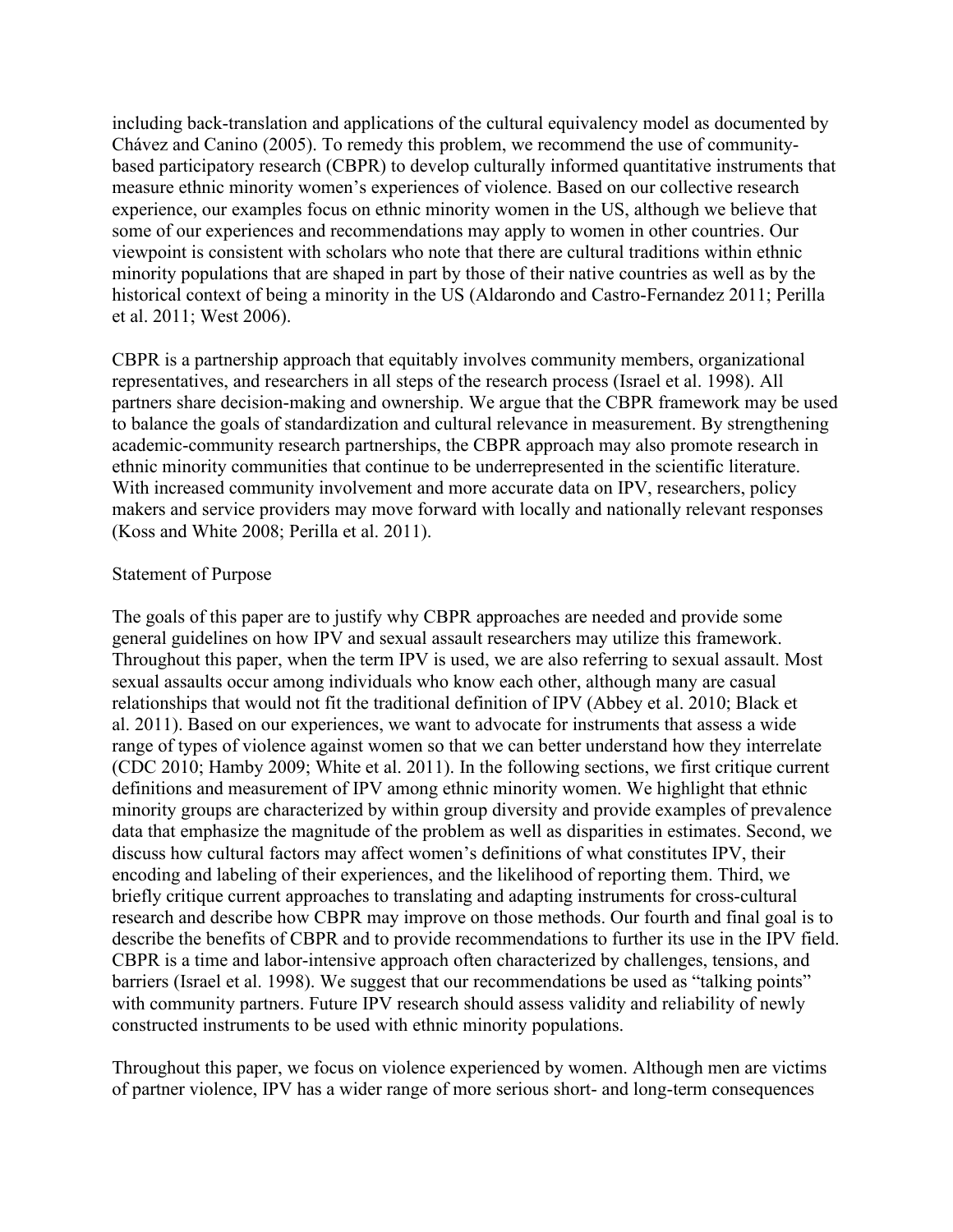including back-translation and applications of the cultural equivalency model as documented by Chávez and Canino (2005). To remedy this problem, we recommend the use of community-based participatory research (CBPR) to develop culturally informed quantitative instruments that measure ethnic minority women's experiences of violence. Based on our collective research experience, our examples focus on ethnic minority women in the US, although we believe that some of our experiences and recommendations may apply to women in other countries. Our viewpoint is consistent with scholars who note that there are cultural traditions within ethnic minority populations that are shaped in part by those of their native countries as well as by the historical context of being a minority in the US (Aldarondo and Castro-Fernandez 2011; Perilla et al. 2011; West 2006).

CBPR is a partnership approach that equitably involves community members, organizational representatives, and researchers in all steps of the research process (Israel et al. 1998). All partners share decision-making and ownership. We argue that the CBPR framework may be used to balance the goals of standardization and cultural relevance in measurement. By strengthening academic-community research partnerships, the CBPR approach may also promote research in ethnic minority communities that continue to be underrepresented in the scientific literature. With increased community involvement and more accurate data on IPV, researchers, policy makers and service providers may move forward with locally and nationally relevant responses (Koss and White 2008; Perilla et al. 2011).

## Statement of Purpose

The goals of this paper are to justify why CBPR approaches are needed and provide some general guidelines on how IPV and sexual assault researchers may utilize this framework. Throughout this paper, when the term IPV is used, we are also referring to sexual assault. Most sexual assaults occur among individuals who know each other, although many are casual relationships that would not fit the traditional definition of IPV (Abbey et al. 2010; Black et al. 2011). Based on our experiences, we want to advocate for instruments that assess a wide range of types of violence against women so that we can better understand how they interrelate (CDC 2010; Hamby 2009; White et al. 2011). In the following sections, we first critique current definitions and measurement of IPV among ethnic minority women. We highlight that ethnic minority groups are characterized by within group diversity and provide examples of prevalence data that emphasize the magnitude of the problem as well as disparities in estimates. Second, we discuss how cultural factors may affect women's definitions of what constitutes IPV, their encoding and labeling of their experiences, and the likelihood of reporting them. Third, we briefly critique current approaches to translating and adapting instruments for cross-cultural research and describe how CBPR may improve on those methods. Our fourth and final goal is to describe the benefits of CBPR and to provide recommendations to further its use in the IPV field. CBPR is a time and labor-intensive approach often characterized by challenges, tensions, and barriers (Israel et al. 1998). We suggest that our recommendations be used as "talking points" with community partners. Future IPV research should assess validity and reliability of newly constructed instruments to be used with ethnic minority populations.

Throughout this paper, we focus on violence experienced by women. Although men are victims of partner violence, IPV has a wider range of more serious short- and long-term consequences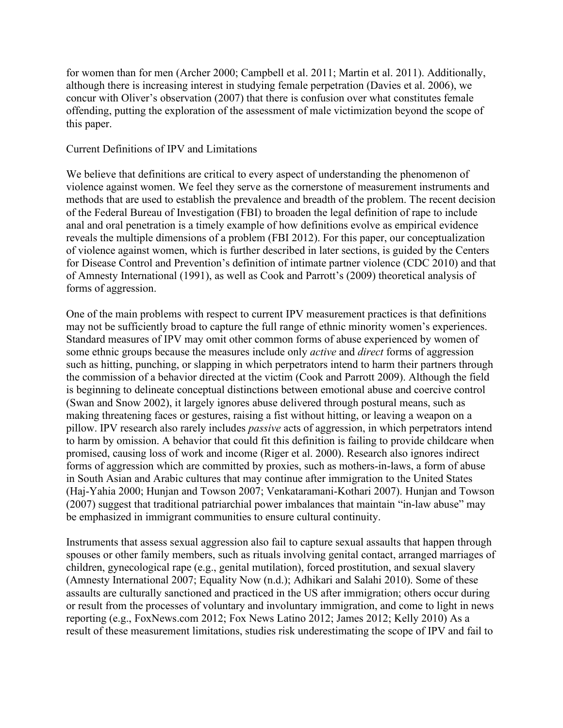for women than for men (Archer 2000; Campbell et al. 2011; Martin et al. 2011). Additionally, although there is increasing interest in studying female perpetration (Davies et al. 2006), we concur with Oliver's observation (2007) that there is confusion over what constitutes female offending, putting the exploration of the assessment of male victimization beyond the scope of this paper.

## Current Definitions of IPV and Limitations

We believe that definitions are critical to every aspect of understanding the phenomenon of violence against women. We feel they serve as the cornerstone of measurement instruments and methods that are used to establish the prevalence and breadth of the problem. The recent decision of the Federal Bureau of Investigation (FBI) to broaden the legal definition of rape to include anal and oral penetration is a timely example of how definitions evolve as empirical evidence reveals the multiple dimensions of a problem (FBI 2012). For this paper, our conceptualization of violence against women, which is further described in later sections, is guided by the Centers for Disease Control and Prevention's definition of intimate partner violence (CDC 2010) and that of Amnesty International (1991), as well as Cook and Parrott's (2009) theoretical analysis of forms of aggression.

One of the main problems with respect to current IPV measurement practices is that definitions may not be sufficiently broad to capture the full range of ethnic minority women's experiences. Standard measures of IPV may omit other common forms of abuse experienced by women of some ethnic groups because the measures include only *active* and *direct* forms of aggression such as hitting, punching, or slapping in which perpetrators intend to harm their partners through the commission of a behavior directed at the victim (Cook and Parrott 2009). Although the field is beginning to delineate conceptual distinctions between emotional abuse and coercive control (Swan and Snow 2002), it largely ignores abuse delivered through postural means, such as making threatening faces or gestures, raising a fist without hitting, or leaving a weapon on a pillow. IPV research also rarely includes *passive* acts of aggression, in which perpetrators intend to harm by omission. A behavior that could fit this definition is failing to provide childcare when promised, causing loss of work and income (Riger et al. 2000). Research also ignores indirect forms of aggression which are committed by proxies, such as mothers-in-laws, a form of abuse in South Asian and Arabic cultures that may continue after immigration to the United States (Haj-Yahia 2000; Hunjan and Towson 2007; Venkataramani-Kothari 2007). Hunjan and Towson (2007) suggest that traditional patriarchial power imbalances that maintain "in-law abuse" may be emphasized in immigrant communities to ensure cultural continuity.

Instruments that assess sexual aggression also fail to capture sexual assaults that happen through spouses or other family members, such as rituals involving genital contact, arranged marriages of children, gynecological rape (e.g., genital mutilation), forced prostitution, and sexual slavery (Amnesty International 2007; Equality Now (n.d.); Adhikari and Salahi 2010). Some of these assaults are culturally sanctioned and practiced in the US after immigration; others occur during or result from the processes of voluntary and involuntary immigration, and come to light in news reporting (e.g., FoxNews.com 2012; Fox News Latino 2012; James 2012; Kelly 2010) As a result of these measurement limitations, studies risk underestimating the scope of IPV and fail to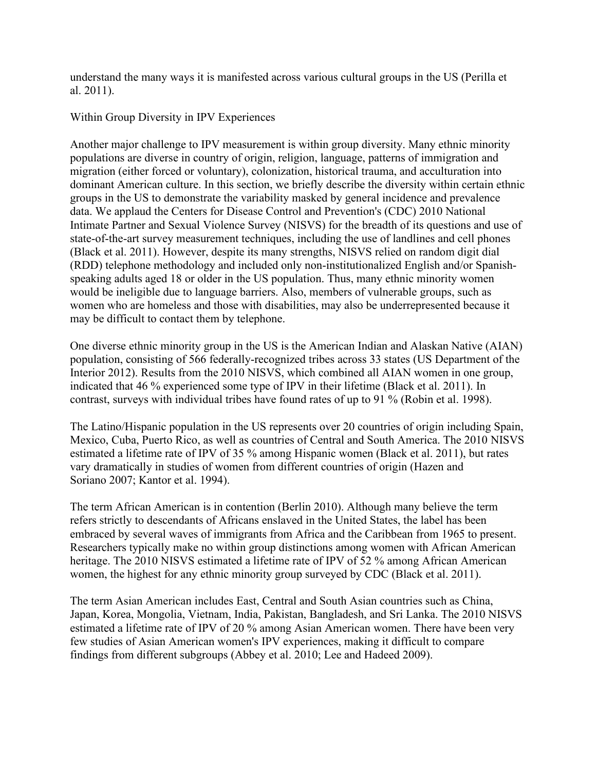understand the many ways it is manifested across various cultural groups in the US (Perilla et al. 2011).

## Within Group Diversity in IPV Experiences

Another major challenge to IPV measurement is within group diversity. Many ethnic minority populations are diverse in country of origin, religion, language, patterns of immigration and migration (either forced or voluntary), colonization, historical trauma, and acculturation into dominant American culture. In this section, we briefly describe the diversity within certain ethnic groups in the US to demonstrate the variability masked by general incidence and prevalence data. We applaud the Centers for Disease Control and Prevention's (CDC) 2010 National Intimate Partner and Sexual Violence Survey (NISVS) for the breadth of its questions and use of state-of-the-art survey measurement techniques, including the use of landlines and cell phones (Black et al. 2011). However, despite its many strengths, NISVS relied on random digit dial (RDD) telephone methodology and included only non-institutionalized English and/or Spanish-speaking adults aged 18 or older in the US population. Thus, many ethnic minority women would be ineligible due to language barriers. Also, members of vulnerable groups, such as women who are homeless and those with disabilities, may also be underrepresented because it may be difficult to contact them by telephone.

One diverse ethnic minority group in the US is the American Indian and Alaskan Native (AIAN) population, consisting of 566 federally-recognized tribes across 33 states (US Department of the Interior 2012). Results from the 2010 NISVS, which combined all AIAN women in one group, indicated that 46 % experienced some type of IPV in their lifetime (Black et al. 2011). In contrast, surveys with individual tribes have found rates of up to 91 % (Robin et al. 1998).

The Latino/Hispanic population in the US represents over 20 countries of origin including Spain, Mexico, Cuba, Puerto Rico, as well as countries of Central and South America. The 2010 NISVS estimated a lifetime rate of IPV of 35 % among Hispanic women (Black et al. 2011), but rates vary dramatically in studies of women from different countries of origin (Hazen and Soriano 2007; Kantor et al. 1994).

The term African American is in contention (Berlin 2010). Although many believe the term refers strictly to descendants of Africans enslaved in the United States, the label has been embraced by several waves of immigrants from Africa and the Caribbean from 1965 to present. Researchers typically make no within group distinctions among women with African American heritage. The 2010 NISVS estimated a lifetime rate of IPV of 52 % among African American women, the highest for any ethnic minority group surveyed by CDC (Black et al. 2011).

The term Asian American includes East, Central and South Asian countries such as China, Japan, Korea, Mongolia, Vietnam, India, Pakistan, Bangladesh, and Sri Lanka. The 2010 NISVS estimated a lifetime rate of IPV of 20 % among Asian American women. There have been very few studies of Asian American women's IPV experiences, making it difficult to compare findings from different subgroups (Abbey et al. 2010; Lee and Hadeed 2009).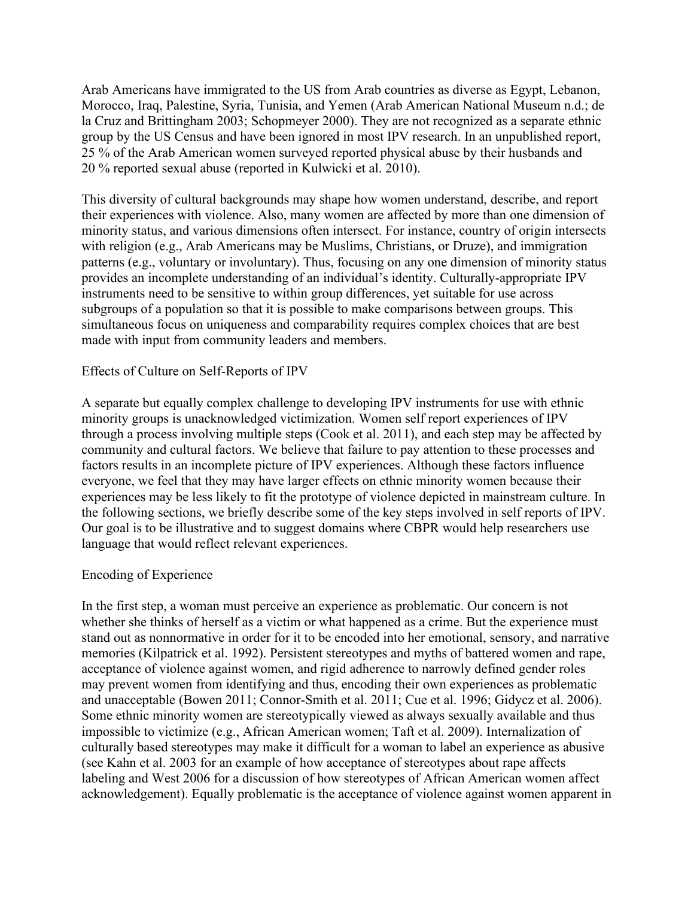Arab Americans have immigrated to the US from Arab countries as diverse as Egypt, Lebanon, Morocco, Iraq, Palestine, Syria, Tunisia, and Yemen (Arab American National Museum n.d.; de la Cruz and Brittingham 2003; Schopmeyer 2000). They are not recognized as a separate ethnic group by the US Census and have been ignored in most IPV research. In an unpublished report, 25 % of the Arab American women surveyed reported physical abuse by their husbands and 20 % reported sexual abuse (reported in Kulwicki et al. 2010).

This diversity of cultural backgrounds may shape how women understand, describe, and report their experiences with violence. Also, many women are affected by more than one dimension of minority status, and various dimensions often intersect. For instance, country of origin intersects with religion (e.g., Arab Americans may be Muslims, Christians, or Druze), and immigration patterns (e.g., voluntary or involuntary). Thus, focusing on any one dimension of minority status provides an incomplete understanding of an individual's identity. Culturally-appropriate IPV instruments need to be sensitive to within group differences, yet suitable for use across subgroups of a population so that it is possible to make comparisons between groups. This simultaneous focus on uniqueness and comparability requires complex choices that are best made with input from community leaders and members.

## Effects of Culture on Self-Reports of IPV

A separate but equally complex challenge to developing IPV instruments for use with ethnic minority groups is unacknowledged victimization. Women self report experiences of IPV through a process involving multiple steps (Cook et al. 2011), and each step may be affected by community and cultural factors. We believe that failure to pay attention to these processes and factors results in an incomplete picture of IPV experiences. Although these factors influence everyone, we feel that they may have larger effects on ethnic minority women because their experiences may be less likely to fit the prototype of violence depicted in mainstream culture. In the following sections, we briefly describe some of the key steps involved in self reports of IPV. Our goal is to be illustrative and to suggest domains where CBPR would help researchers use language that would reflect relevant experiences.

### Encoding of Experience

In the first step, a woman must perceive an experience as problematic. Our concern is not whether she thinks of herself as a victim or what happened as a crime. But the experience must stand out as nonnormative in order for it to be encoded into her emotional, sensory, and narrative memories (Kilpatrick et al. 1992). Persistent stereotypes and myths of battered women and rape, acceptance of violence against women, and rigid adherence to narrowly defined gender roles may prevent women from identifying and thus, encoding their own experiences as problematic and unacceptable (Bowen 2011; Connor-Smith et al. 2011; Cue et al. 1996; Gidycz et al. 2006). Some ethnic minority women are stereotypically viewed as always sexually available and thus impossible to victimize (e.g., African American women; Taft et al. 2009). Internalization of culturally based stereotypes may make it difficult for a woman to label an experience as abusive (see Kahn et al. 2003 for an example of how acceptance of stereotypes about rape affects labeling and West 2006 for a discussion of how stereotypes of African American women affect acknowledgement). Equally problematic is the acceptance of violence against women apparent in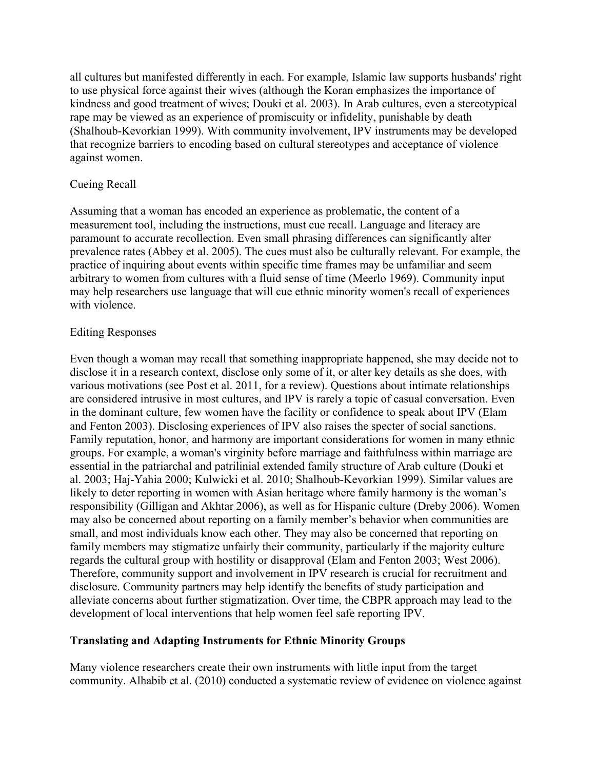all cultures but manifested differently in each. For example, Islamic law supports husbands' right to use physical force against their wives (although the Koran emphasizes the importance of kindness and good treatment of wives; Douki et al. 2003). In Arab cultures, even a stereotypical rape may be viewed as an experience of promiscuity or infidelity, punishable by death (Shalhoub-Kevorkian 1999). With community involvement, IPV instruments may be developed that recognize barriers to encoding based on cultural stereotypes and acceptance of violence against women.

Cueing Recall

Assuming that a woman has encoded an experience as problematic, the content of a measurement tool, including the instructions, must cue recall. Language and literacy are paramount to accurate recollection. Even small phrasing differences can significantly alter prevalence rates (Abbey et al. 2005). The cues must also be culturally relevant. For example, the practice of inquiring about events within specific time frames may be unfamiliar and seem arbitrary to women from cultures with a fluid sense of time (Meerlo 1969). Community input may help researchers use language that will cue ethnic minority women's recall of experiences with violence.

Editing Responses

Even though a woman may recall that something inappropriate happened, she may decide not to disclose it in a research context, disclose only some of it, or alter key details as she does, with various motivations (see Post et al. 2011, for a review). Questions about intimate relationships are considered intrusive in most cultures, and IPV is rarely a topic of casual conversation. Even in the dominant culture, few women have the facility or confidence to speak about IPV (Elam and Fenton 2003). Disclosing experiences of IPV also raises the specter of social sanctions. Family reputation, honor, and harmony are important considerations for women in many ethnic groups. For example, a woman's virginity before marriage and faithfulness within marriage are essential in the patriarchal and patrilinial extended family structure of Arab culture (Douki et al. 2003; Haj-Yahia 2000; Kulwicki et al. 2010; Shalhoub-Kevorkian 1999). Similar values are likely to deter reporting in women with Asian heritage where family harmony is the woman's responsibility (Gilligan and Akhtar 2006), as well as for Hispanic culture (Dreby 2006). Women may also be concerned about reporting on a family member's behavior when communities are small, and most individuals know each other. They may also be concerned that reporting on family members may stigmatize unfairly their community, particularly if the majority culture regards the cultural group with hostility or disapproval (Elam and Fenton 2003; West 2006). Therefore, community support and involvement in IPV research is crucial for recruitment and disclosure. Community partners may help identify the benefits of study participation and alleviate concerns about further stigmatization. Over time, the CBPR approach may lead to the development of local interventions that help women feel safe reporting IPV.

## Translating and Adapting Instruments for Ethnic Minority Groups

Many violence researchers create their own instruments with little input from the target community. Alhabib et al. (2010) conducted a systematic review of evidence on violence against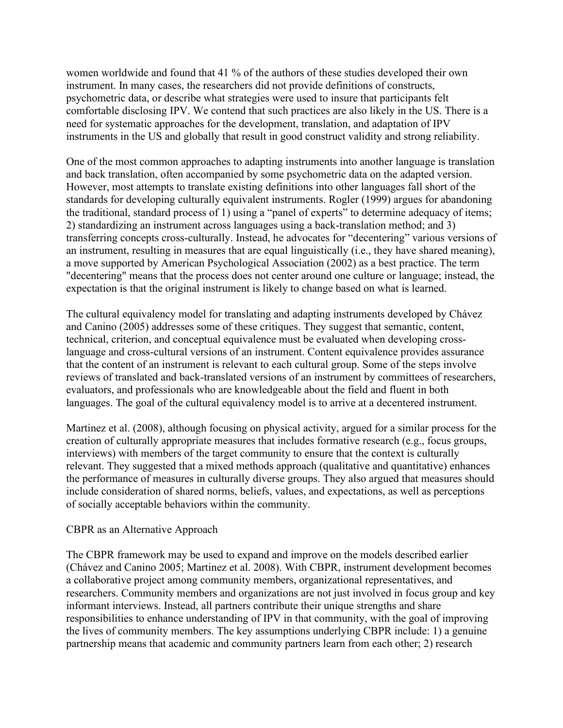women worldwide and found that 41 % of the authors of these studies developed their own instrument. In many cases, the researchers did not provide definitions of constructs, psychometric data, or describe what strategies were used to insure that participants felt comfortable disclosing IPV. We contend that such practices are also likely in the US. There is a need for systematic approaches for the development, translation, and adaptation of IPV instruments in the US and globally that result in good construct validity and strong reliability.

One of the most common approaches to adapting instruments into another language is translation and back translation, often accompanied by some psychometric data on the adapted version. However, most attempts to translate existing definitions into other languages fall short of the standards for developing culturally equivalent instruments. Rogler (1999) argues for abandoning the traditional, standard process of 1) using a "panel of experts" to determine adequacy of items; 2) standardizing an instrument across languages using a back-translation method; and 3) transferring concepts cross-culturally. Instead, he advocates for "decentering" various versions of an instrument, resulting in measures that are equal linguistically (i.e., they have shared meaning), a move supported by American Psychological Association (2002) as a best practice. The term "decentering" means that the process does not center around one culture or language; instead, the expectation is that the original instrument is likely to change based on what is learned.

The cultural equivalency model for translating and adapting instruments developed by Chávez and Canino (2005) addresses some of these critiques. They suggest that semantic, content, technical, criterion, and conceptual equivalence must be evaluated when developing cross-language and cross-cultural versions of an instrument. Content equivalence provides assurance that the content of an instrument is relevant to each cultural group. Some of the steps involve reviews of translated and back-translated versions of an instrument by committees of researchers, evaluators, and professionals who are knowledgeable about the field and fluent in both languages. The goal of the cultural equivalency model is to arrive at a decentered instrument.

Martinez et al. (2008), although focusing on physical activity, argued for a similar process for the creation of culturally appropriate measures that includes formative research (e.g., focus groups, interviews) with members of the target community to ensure that the context is culturally relevant. They suggested that a mixed methods approach (qualitative and quantitative) enhances the performance of measures in culturally diverse groups. They also argued that measures should include consideration of shared norms, beliefs, values, and expectations, as well as perceptions of socially acceptable behaviors within the community.

## CBPR as an Alternative Approach

The CBPR framework may be used to expand and improve on the models described earlier (Chávez and Canino 2005; Martinez et al. 2008). With CBPR, instrument development becomes a collaborative project among community members, organizational representatives, and researchers. Community members and organizations are not just involved in focus group and key informant interviews. Instead, all partners contribute their unique strengths and share responsibilities to enhance understanding of IPV in that community, with the goal of improving the lives of community members. The key assumptions underlying CBPR include: 1) a genuine partnership means that academic and community partners learn from each other; 2) research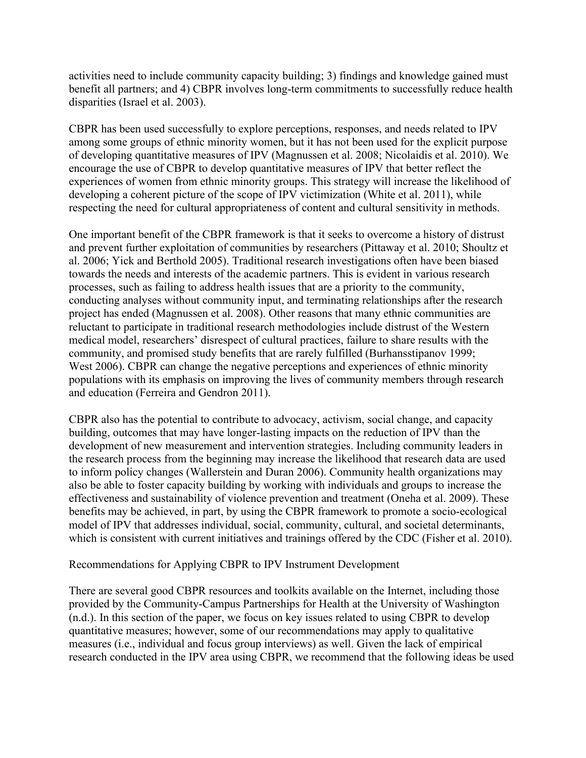activities need to include community capacity building; 3) findings and knowledge gained must benefit all partners; and 4) CBPR involves long-term commitments to successfully reduce health disparities (Israel et al. 2003).

CBPR has been used successfully to explore perceptions, responses, and needs related to IPV among some groups of ethnic minority women, but it has not been used for the explicit purpose of developing quantitative measures of IPV (Magnussen et al. 2008; Nicolaidis et al. 2010). We encourage the use of CBPR to develop quantitative measures of IPV that better reflect the experiences of women from ethnic minority groups. This strategy will increase the likelihood of developing a coherent picture of the scope of IPV victimization (White et al. 2011), while respecting the need for cultural appropriateness of content and cultural sensitivity in methods.

One important benefit of the CBPR framework is that it seeks to overcome a history of distrust and prevent further exploitation of communities by researchers (Pittaway et al. 2010; Shoultz et al. 2006; Yick and Berthold 2005). Traditional research investigations often have been biased towards the needs and interests of the academic partners. This is evident in various research processes, such as failing to address health issues that are a priority to the community, conducting analyses without community input, and terminating relationships after the research project has ended (Magnussen et al. 2008). Other reasons that many ethnic communities are reluctant to participate in traditional research methodologies include distrust of the Western medical model, researchers' disrespect of cultural practices, failure to share results with the community, and promised study benefits that are rarely fulfilled (Burhansstipanov 1999; West 2006). CBPR can change the negative perceptions and experiences of ethnic minority populations with its emphasis on improving the lives of community members through research and education (Ferreira and Gendron 2011).

CBPR also has the potential to contribute to advocacy, activism, social change, and capacity building, outcomes that may have longer-lasting impacts on the reduction of IPV than the development of new measurement and intervention strategies. Including community leaders in the research process from the beginning may increase the likelihood that research data are used to inform policy changes (Wallerstein and Duran 2006). Community health organizations may also be able to foster capacity building by working with individuals and groups to increase the effectiveness and sustainability of violence prevention and treatment (Oneha et al. 2009). These benefits may be achieved, in part, by using the CBPR framework to promote a socio-ecological model of IPV that addresses individual, social, community, cultural, and societal determinants, which is consistent with current initiatives and trainings offered by the CDC (Fisher et al. 2010).

## Recommendations for Applying CBPR to IPV Instrument Development

There are several good CBPR resources and toolkits available on the Internet, including those provided by the Community-Campus Partnerships for Health at the University of Washington (n.d.). In this section of the paper, we focus on key issues related to using CBPR to develop quantitative measures; however, some of our recommendations may apply to qualitative measures (i.e., individual and focus group interviews) as well. Given the lack of empirical research conducted in the IPV area using CBPR, we recommend that the following ideas be used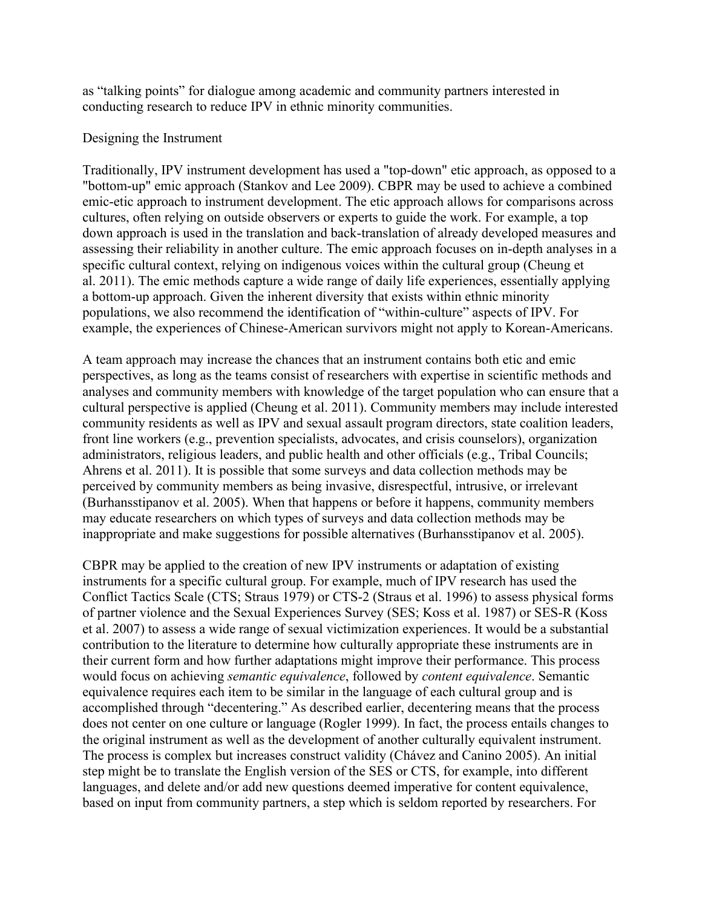as “talking points” for dialogue among academic and community partners interested in conducting research to reduce IPV in ethnic minority communities.

## Designing the Instrument

Traditionally, IPV instrument development has used a "top-down" etic approach, as opposed to a "bottom-up" emic approach (Stankov and Lee 2009). CBPR may be used to achieve a combined emic-etic approach to instrument development. The etic approach allows for comparisons across cultures, often relying on outside observers or experts to guide the work. For example, a top down approach is used in the translation and back-translation of already developed measures and assessing their reliability in another culture. The emic approach focuses on in-depth analyses in a specific cultural context, relying on indigenous voices within the cultural group (Cheung et al. 2011). The emic methods capture a wide range of daily life experiences, essentially applying a bottom-up approach. Given the inherent diversity that exists within ethnic minority populations, we also recommend the identification of “within-culture” aspects of IPV. For example, the experiences of Chinese-American survivors might not apply to Korean-Americans.

A team approach may increase the chances that an instrument contains both etic and emic perspectives, as long as the teams consist of researchers with expertise in scientific methods and analyses and community members with knowledge of the target population who can ensure that a cultural perspective is applied (Cheung et al. 2011). Community members may include interested community residents as well as IPV and sexual assault program directors, state coalition leaders, front line workers (e.g., prevention specialists, advocates, and crisis counselors), organization administrators, religious leaders, and public health and other officials (e.g., Tribal Councils; Ahrens et al. 2011). It is possible that some surveys and data collection methods may be perceived by community members as being invasive, disrespectful, intrusive, or irrelevant (Burhansstipanov et al. 2005). When that happens or before it happens, community members may educate researchers on which types of surveys and data collection methods may be inappropriate and make suggestions for possible alternatives (Burhansstipanov et al. 2005).

CBPR may be applied to the creation of new IPV instruments or adaptation of existing instruments for a specific cultural group. For example, much of IPV research has used the Conflict Tactics Scale (CTS; Straus 1979) or CTS-2 (Straus et al. 1996) to assess physical forms of partner violence and the Sexual Experiences Survey (SES; Koss et al. 1987) or SES-R (Koss et al. 2007) to assess a wide range of sexual victimization experiences. It would be a substantial contribution to the literature to determine how culturally appropriate these instruments are in their current form and how further adaptations might improve their performance. This process would focus on achieving *semantic equivalence*, followed by *content equivalence*. Semantic equivalence requires each item to be similar in the language of each cultural group and is accomplished through “decentering.” As described earlier, decentering means that the process does not center on one culture or language (Rogler 1999). In fact, the process entails changes to the original instrument as well as the development of another culturally equivalent instrument. The process is complex but increases construct validity (Chávez and Canino 2005). An initial step might be to translate the English version of the SES or CTS, for example, into different languages, and delete and/or add new questions deemed imperative for content equivalence, based on input from community partners, a step which is seldom reported by researchers. For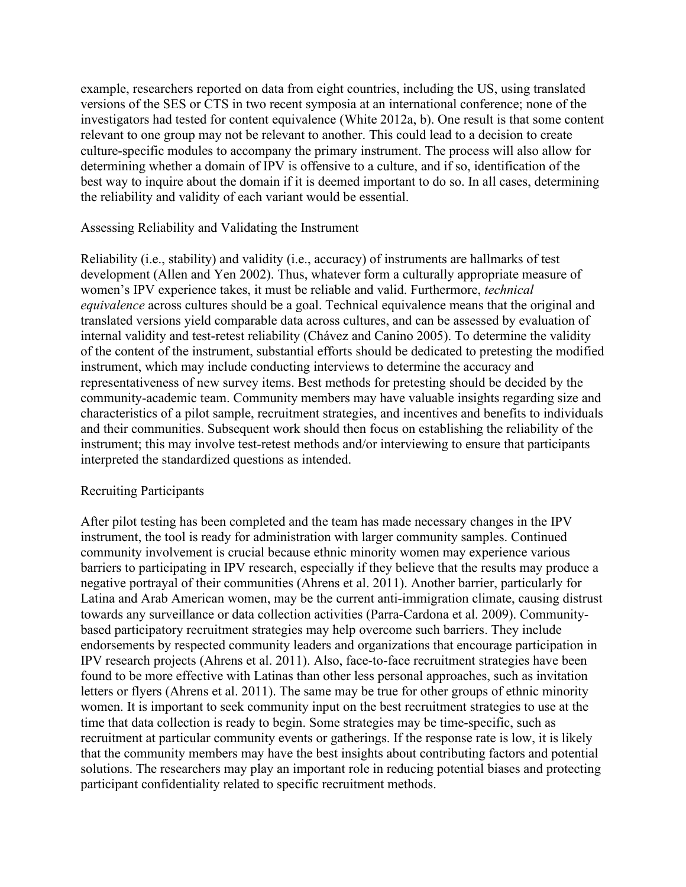example, researchers reported on data from eight countries, including the US, using translated versions of the SES or CTS in two recent symposia at an international conference; none of the investigators had tested for content equivalence (White 2012a, b). One result is that some content relevant to one group may not be relevant to another. This could lead to a decision to create culture-specific modules to accompany the primary instrument. The process will also allow for determining whether a domain of IPV is offensive to a culture, and if so, identification of the best way to inquire about the domain if it is deemed important to do so. In all cases, determining the reliability and validity of each variant would be essential.

## Assessing Reliability and Validating the Instrument

Reliability (i.e., stability) and validity (i.e., accuracy) of instruments are hallmarks of test development (Allen and Yen 2002). Thus, whatever form a culturally appropriate measure of women's IPV experience takes, it must be reliable and valid. Furthermore, *technical equivalence* across cultures should be a goal. Technical equivalence means that the original and translated versions yield comparable data across cultures, and can be assessed by evaluation of internal validity and test-retest reliability (Chávez and Canino 2005). To determine the validity of the content of the instrument, substantial efforts should be dedicated to pretesting the modified instrument, which may include conducting interviews to determine the accuracy and representativeness of new survey items. Best methods for pretesting should be decided by the community-academic team. Community members may have valuable insights regarding size and characteristics of a pilot sample, recruitment strategies, and incentives and benefits to individuals and their communities. Subsequent work should then focus on establishing the reliability of the instrument; this may involve test-retest methods and/or interviewing to ensure that participants interpreted the standardized questions as intended.

## Recruiting Participants

After pilot testing has been completed and the team has made necessary changes in the IPV instrument, the tool is ready for administration with larger community samples. Continued community involvement is crucial because ethnic minority women may experience various barriers to participating in IPV research, especially if they believe that the results may produce a negative portrayal of their communities (Ahrens et al. 2011). Another barrier, particularly for Latina and Arab American women, may be the current anti-immigration climate, causing distrust towards any surveillance or data collection activities (Parra-Cardona et al. 2009). Community-based participatory recruitment strategies may help overcome such barriers. They include endorsements by respected community leaders and organizations that encourage participation in IPV research projects (Ahrens et al. 2011). Also, face-to-face recruitment strategies have been found to be more effective with Latinas than other less personal approaches, such as invitation letters or flyers (Ahrens et al. 2011). The same may be true for other groups of ethnic minority women. It is important to seek community input on the best recruitment strategies to use at the time that data collection is ready to begin. Some strategies may be time-specific, such as recruitment at particular community events or gatherings. If the response rate is low, it is likely that the community members may have the best insights about contributing factors and potential solutions. The researchers may play an important role in reducing potential biases and protecting participant confidentiality related to specific recruitment methods.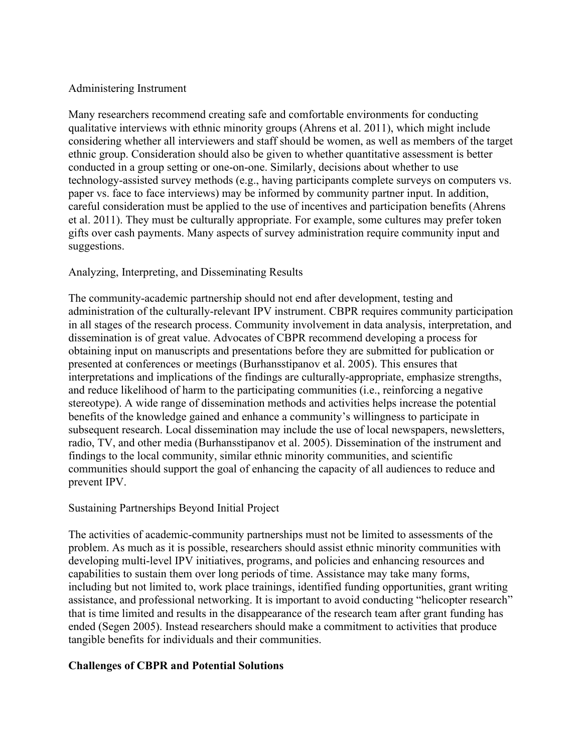### Administering Instrument

Many researchers recommend creating safe and comfortable environments for conducting qualitative interviews with ethnic minority groups (Ahrens et al. 2011), which might include considering whether all interviewers and staff should be women, as well as members of the target ethnic group. Consideration should also be given to whether quantitative assessment is better conducted in a group setting or one-on-one. Similarly, decisions about whether to use technology-assisted survey methods (e.g., having participants complete surveys on computers vs. paper vs. face to face interviews) may be informed by community partner input. In addition, careful consideration must be applied to the use of incentives and participation benefits (Ahrens et al. 2011). They must be culturally appropriate. For example, some cultures may prefer token gifts over cash payments. Many aspects of survey administration require community input and suggestions.

### Analyzing, Interpreting, and Disseminating Results

The community-academic partnership should not end after development, testing and administration of the culturally-relevant IPV instrument. CBPR requires community participation in all stages of the research process. Community involvement in data analysis, interpretation, and dissemination is of great value. Advocates of CBPR recommend developing a process for obtaining input on manuscripts and presentations before they are submitted for publication or presented at conferences or meetings (Burhansstipanov et al. 2005). This ensures that interpretations and implications of the findings are culturally-appropriate, emphasize strengths, and reduce likelihood of harm to the participating communities (i.e., reinforcing a negative stereotype). A wide range of dissemination methods and activities helps increase the potential benefits of the knowledge gained and enhance a community's willingness to participate in subsequent research. Local dissemination may include the use of local newspapers, newsletters, radio, TV, and other media (Burhansstipanov et al. 2005). Dissemination of the instrument and findings to the local community, similar ethnic minority communities, and scientific communities should support the goal of enhancing the capacity of all audiences to reduce and prevent IPV.

### Sustaining Partnerships Beyond Initial Project

The activities of academic-community partnerships must not be limited to assessments of the problem. As much as it is possible, researchers should assist ethnic minority communities with developing multi-level IPV initiatives, programs, and policies and enhancing resources and capabilities to sustain them over long periods of time. Assistance may take many forms, including but not limited to, work place trainings, identified funding opportunities, grant writing assistance, and professional networking. It is important to avoid conducting "helicopter research" that is time limited and results in the disappearance of the research team after grant funding has ended (Segen 2005). Instead researchers should make a commitment to activities that produce tangible benefits for individuals and their communities.

## Challenges of CBPR and Potential Solutions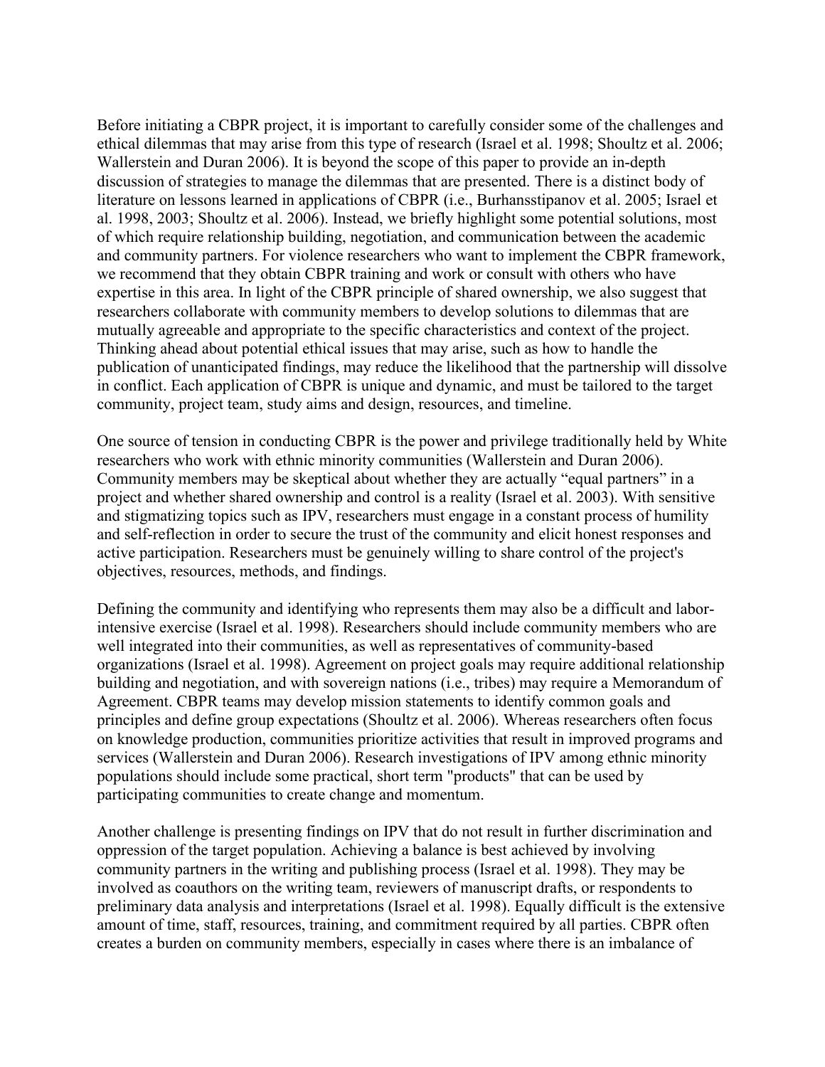Before initiating a CBPR project, it is important to carefully consider some of the challenges and ethical dilemmas that may arise from this type of research (Israel et al. 1998; Shoultz et al. 2006; Wallerstein and Duran 2006). It is beyond the scope of this paper to provide an in-depth discussion of strategies to manage the dilemmas that are presented. There is a distinct body of literature on lessons learned in applications of CBPR (i.e., Burhansstipanov et al. 2005; Israel et al. 1998, 2003; Shoultz et al. 2006). Instead, we briefly highlight some potential solutions, most of which require relationship building, negotiation, and communication between the academic and community partners. For violence researchers who want to implement the CBPR framework, we recommend that they obtain CBPR training and work or consult with others who have expertise in this area. In light of the CBPR principle of shared ownership, we also suggest that researchers collaborate with community members to develop solutions to dilemmas that are mutually agreeable and appropriate to the specific characteristics and context of the project. Thinking ahead about potential ethical issues that may arise, such as how to handle the publication of unanticipated findings, may reduce the likelihood that the partnership will dissolve in conflict. Each application of CBPR is unique and dynamic, and must be tailored to the target community, project team, study aims and design, resources, and timeline.

One source of tension in conducting CBPR is the power and privilege traditionally held by White researchers who work with ethnic minority communities (Wallerstein and Duran 2006). Community members may be skeptical about whether they are actually "equal partners" in a project and whether shared ownership and control is a reality (Israel et al. 2003). With sensitive and stigmatizing topics such as IPV, researchers must engage in a constant process of humility and self-reflection in order to secure the trust of the community and elicit honest responses and active participation. Researchers must be genuinely willing to share control of the project's objectives, resources, methods, and findings.

Defining the community and identifying who represents them may also be a difficult and labor-intensive exercise (Israel et al. 1998). Researchers should include community members who are well integrated into their communities, as well as representatives of community-based organizations (Israel et al. 1998). Agreement on project goals may require additional relationship building and negotiation, and with sovereign nations (i.e., tribes) may require a Memorandum of Agreement. CBPR teams may develop mission statements to identify common goals and principles and define group expectations (Shoultz et al. 2006). Whereas researchers often focus on knowledge production, communities prioritize activities that result in improved programs and services (Wallerstein and Duran 2006). Research investigations of IPV among ethnic minority populations should include some practical, short term "products" that can be used by participating communities to create change and momentum.

Another challenge is presenting findings on IPV that do not result in further discrimination and oppression of the target population. Achieving a balance is best achieved by involving community partners in the writing and publishing process (Israel et al. 1998). They may be involved as coauthors on the writing team, reviewers of manuscript drafts, or respondents to preliminary data analysis and interpretations (Israel et al. 1998). Equally difficult is the extensive amount of time, staff, resources, training, and commitment required by all parties. CBPR often creates a burden on community members, especially in cases where there is an imbalance of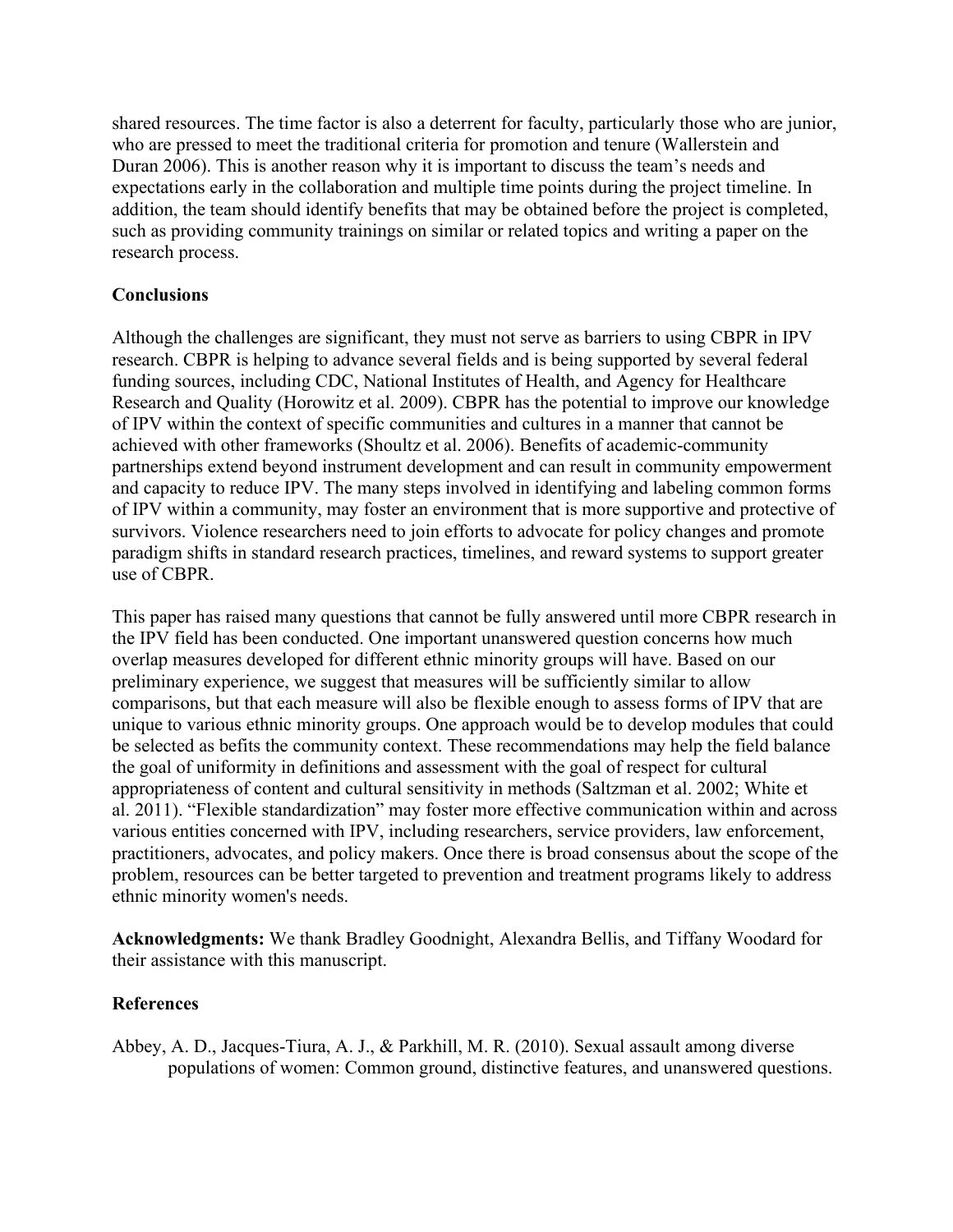shared resources. The time factor is also a deterrent for faculty, particularly those who are junior, who are pressed to meet the traditional criteria for promotion and tenure (Wallerstein and Duran 2006). This is another reason why it is important to discuss the team's needs and expectations early in the collaboration and multiple time points during the project timeline. In addition, the team should identify benefits that may be obtained before the project is completed, such as providing community trainings on similar or related topics and writing a paper on the research process.

### Conclusions

Although the challenges are significant, they must not serve as barriers to using CBPR in IPV research. CBPR is helping to advance several fields and is being supported by several federal funding sources, including CDC, National Institutes of Health, and Agency for Healthcare Research and Quality (Horowitz et al. 2009). CBPR has the potential to improve our knowledge of IPV within the context of specific communities and cultures in a manner that cannot be achieved with other frameworks (Shoultz et al. 2006). Benefits of academic-community partnerships extend beyond instrument development and can result in community empowerment and capacity to reduce IPV. The many steps involved in identifying and labeling common forms of IPV within a community, may foster an environment that is more supportive and protective of survivors. Violence researchers need to join efforts to advocate for policy changes and promote paradigm shifts in standard research practices, timelines, and reward systems to support greater use of CBPR.

This paper has raised many questions that cannot be fully answered until more CBPR research in the IPV field has been conducted. One important unanswered question concerns how much overlap measures developed for different ethnic minority groups will have. Based on our preliminary experience, we suggest that measures will be sufficiently similar to allow comparisons, but that each measure will also be flexible enough to assess forms of IPV that are unique to various ethnic minority groups. One approach would be to develop modules that could be selected as befits the community context. These recommendations may help the field balance the goal of uniformity in definitions and assessment with the goal of respect for cultural appropriateness of content and cultural sensitivity in methods (Saltzman et al. 2002; White et al. 2011). "Flexible standardization" may foster more effective communication within and across various entities concerned with IPV, including researchers, service providers, law enforcement, practitioners, advocates, and policy makers. Once there is broad consensus about the scope of the problem, resources can be better targeted to prevention and treatment programs likely to address ethnic minority women's needs.

**Acknowledgments:** We thank Bradley Goodnight, Alexandra Bellis, and Tiffany Woodard for their assistance with this manuscript.

### References

Abbey, A. D., Jacques-Tiura, A. J., & Parkhill, M. R. (2010). Sexual assault among diverse populations of women: Common ground, distinctive features, and unanswered questions.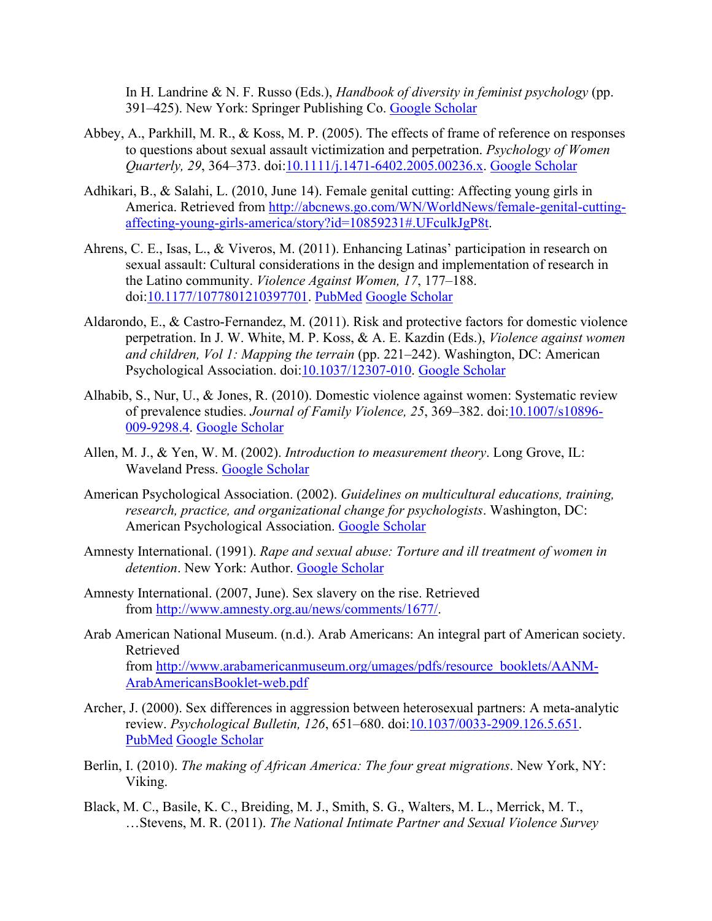In H. Landrine & N. F. Russo (Eds.), *Handbook of diversity in feminist psychology* (pp. 391–425). New York: Springer Publishing Co. Google Scholar

Abbey, A., Parkhill, M. R., & Koss, M. P. (2005). The effects of frame of reference on responses to questions about sexual assault victimization and perpetration. *Psychology of Women Quarterly, 29*, 364–373. doi:10.1111/j.1471-6402.2005.00236.x. Google Scholar

Adhikari, B., & Salahi, L. (2010, June 14). Female genital cutting: Affecting young girls in America. Retrieved from http://abcnews.go.com/WN/WorldNews/female-genital-cutting-affecting-young-girls-america/story?id=10859231#.UFculkJgP8t.

Ahrens, C. E., Isas, L., & Viveros, M. (2011). Enhancing Latinas' participation in research on sexual assault: Cultural considerations in the design and implementation of research in the Latino community. *Violence Against Women, 17*, 177–188. doi:10.1177/1077801210397701. PubMed Google Scholar

Aldarondo, E., & Castro-Fernandez, M. (2011). Risk and protective factors for domestic violence perpetration. In J. W. White, M. P. Koss, & A. E. Kazdin (Eds.), *Violence against women and children, Vol 1: Mapping the terrain* (pp. 221–242). Washington, DC: American Psychological Association. doi:10.1037/12307-010. Google Scholar

Alhabib, S., Nur, U., & Jones, R. (2010). Domestic violence against women: Systematic review of prevalence studies. *Journal of Family Violence, 25*, 369–382. doi:10.1007/s10896-009-9298.4. Google Scholar

Allen, M. J., & Yen, W. M. (2002). *Introduction to measurement theory*. Long Grove, IL: Waveland Press. Google Scholar

American Psychological Association. (2002). *Guidelines on multicultural educations, training, research, practice, and organizational change for psychologists*. Washington, DC: American Psychological Association. Google Scholar

Amnesty International. (1991). *Rape and sexual abuse: Torture and ill treatment of women in detention*. New York: Author. Google Scholar

Amnesty International. (2007, June). Sex slavery on the rise. Retrieved from http://www.amnesty.org.au/news/comments/1677/.

Arab American National Museum. (n.d.). Arab Americans: An integral part of American society. Retrieved from http://www.arabamericanmuseum.org/umages/pdfs/resource_booklets/AANM-ArabAmericansBooklet-web.pdf

Archer, J. (2000). Sex differences in aggression between heterosexual partners: A meta-analytic review. *Psychological Bulletin, 126*, 651–680. doi:10.1037/0033-2909.126.5.651. PubMed Google Scholar

Berlin, I. (2010). *The making of African America: The four great migrations*. New York, NY: Viking.

Black, M. C., Basile, K. C., Breiding, M. J., Smith, S. G., Walters, M. L., Merrick, M. T., …Stevens, M. R. (2011). *The National Intimate Partner and Sexual Violence Survey*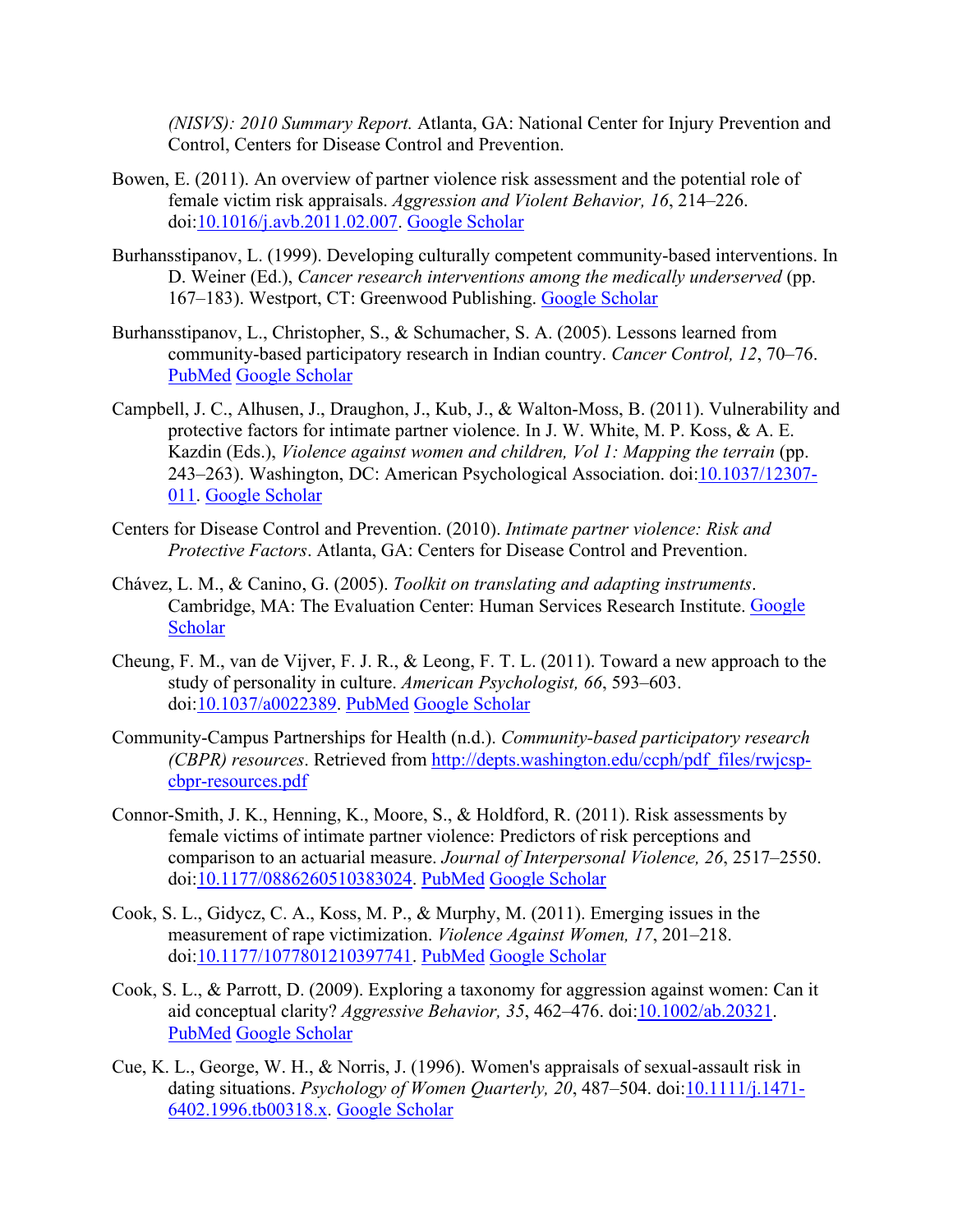*(NISVS): 2010 Summary Report.* Atlanta, GA: National Center for Injury Prevention and Control, Centers for Disease Control and Prevention.

Bowen, E. (2011). An overview of partner violence risk assessment and the potential role of female victim risk appraisals. *Aggression and Violent Behavior, 16*, 214–226. doi:10.1016/j.avb.2011.02.007. Google Scholar

Burhansstipanov, L. (1999). Developing culturally competent community-based interventions. In D. Weiner (Ed.), *Cancer research interventions among the medically underserved* (pp. 167–183). Westport, CT: Greenwood Publishing. Google Scholar

Burhansstipanov, L., Christopher, S., & Schumacher, S. A. (2005). Lessons learned from community-based participatory research in Indian country. *Cancer Control, 12*, 70–76. PubMed Google Scholar

Campbell, J. C., Alhusen, J., Draughon, J., Kub, J., & Walton-Moss, B. (2011). Vulnerability and protective factors for intimate partner violence. In J. W. White, M. P. Koss, & A. E. Kazdin (Eds.), *Violence against women and children, Vol 1: Mapping the terrain* (pp. 243–263). Washington, DC: American Psychological Association. doi:10.1037/12307-011. Google Scholar

Centers for Disease Control and Prevention. (2010). *Intimate partner violence: Risk and Protective Factors*. Atlanta, GA: Centers for Disease Control and Prevention.

Chávez, L. M., & Canino, G. (2005). *Toolkit on translating and adapting instruments*. Cambridge, MA: The Evaluation Center: Human Services Research Institute. Google Scholar

Cheung, F. M., van de Vijver, F. J. R., & Leong, F. T. L. (2011). Toward a new approach to the study of personality in culture. *American Psychologist, 66*, 593–603. doi:10.1037/a0022389. PubMed Google Scholar

Community-Campus Partnerships for Health (n.d.). *Community-based participatory research (CBPR) resources*. Retrieved from http://depts.washington.edu/ccph/pdf_files/rwjcsp-cbpr-resources.pdf

Connor-Smith, J. K., Henning, K., Moore, S., & Holdford, R. (2011). Risk assessments by female victims of intimate partner violence: Predictors of risk perceptions and comparison to an actuarial measure. *Journal of Interpersonal Violence, 26*, 2517–2550. doi:10.1177/0886260510383024. PubMed Google Scholar

Cook, S. L., Gidycz, C. A., Koss, M. P., & Murphy, M. (2011). Emerging issues in the measurement of rape victimization. *Violence Against Women, 17*, 201–218. doi:10.1177/1077801210397741. PubMed Google Scholar

Cook, S. L., & Parrott, D. (2009). Exploring a taxonomy for aggression against women: Can it aid conceptual clarity? *Aggressive Behavior, 35*, 462–476. doi:10.1002/ab.20321. PubMed Google Scholar

Cue, K. L., George, W. H., & Norris, J. (1996). Women's appraisals of sexual-assault risk in dating situations. *Psychology of Women Quarterly, 20*, 487–504. doi:10.1111/j.1471-6402.1996.tb00318.x. Google Scholar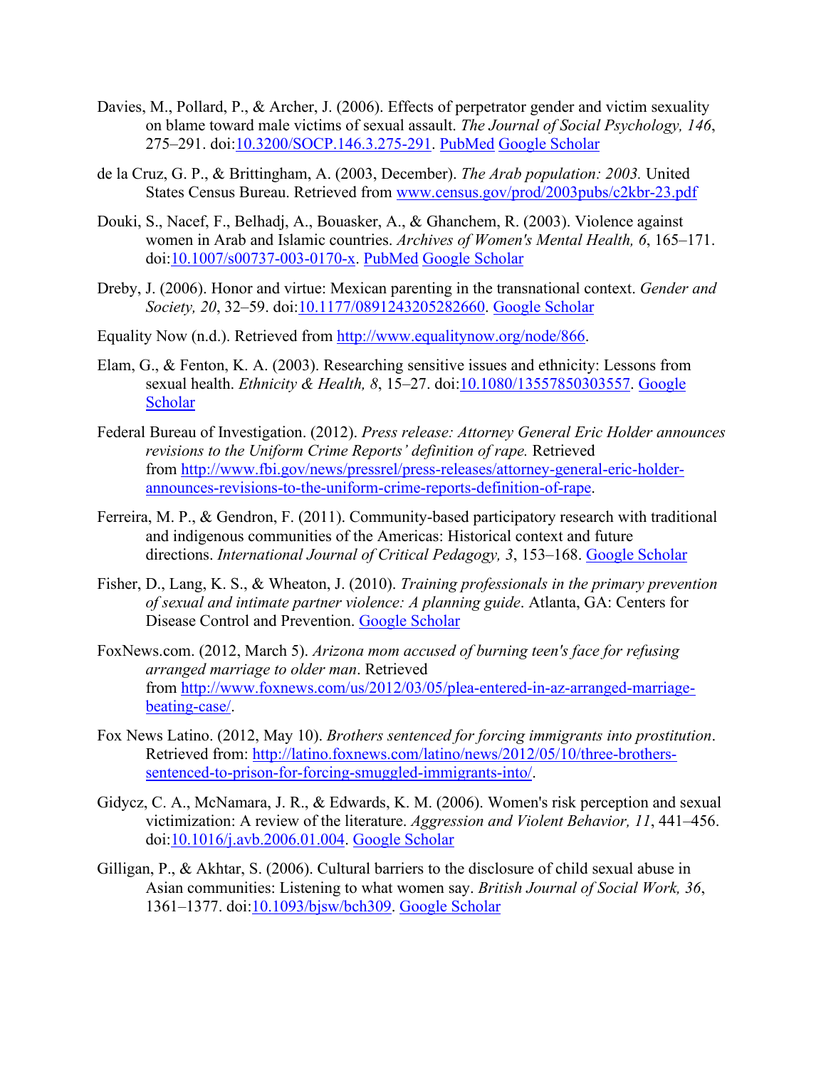Davies, M., Pollard, P., & Archer, J. (2006). Effects of perpetrator gender and victim sexuality on blame toward male victims of sexual assault. *The Journal of Social Psychology, 146*, 275–291. doi:[10.3200/SOCP.146.3.275-291](https://doi.org/10.3200/SOCP.146.3.275-291). PubMed Google Scholar

de la Cruz, G. P., & Brittingham, A. (2003, December). *The Arab population: 2003.* United States Census Bureau. Retrieved from [www.census.gov/prod/2003pubs/c2kbr-23.pdf](http://www.census.gov/prod/2003pubs/c2kbr-23.pdf)

Douki, S., Nacef, F., Belhadj, A., Bouasker, A., & Ghanchem, R. (2003). Violence against women in Arab and Islamic countries. *Archives of Women's Mental Health, 6*, 165–171. doi:[10.1007/s00737-003-0170-x](https://doi.org/10.1007/s00737-003-0170-x). PubMed Google Scholar

Dreby, J. (2006). Honor and virtue: Mexican parenting in the transnational context. *Gender and Society, 20*, 32–59. doi:[10.1177/0891243205282660](https://doi.org/10.1177/0891243205282660). Google Scholar

Equality Now (n.d.). Retrieved from [http://www.equalitynow.org/node/866](http://www.equalitynow.org/node/866).

Elam, G., & Fenton, K. A. (2003). Researching sensitive issues and ethnicity: Lessons from sexual health. *Ethnicity & Health, 8*, 15–27. doi:[10.1080/13557850303557](https://doi.org/10.1080/13557850303557). Google Scholar

Federal Bureau of Investigation. (2012). *Press release: Attorney General Eric Holder announces revisions to the Uniform Crime Reports' definition of rape.* Retrieved from [http://www.fbi.gov/news/pressrel/press-releases/attorney-general-eric-holder-announces-revisions-to-the-uniform-crime-reports-definition-of-rape](http://www.fbi.gov/news/pressrel/press-releases/attorney-general-eric-holder-announces-revisions-to-the-uniform-crime-reports-definition-of-rape).

Ferreira, M. P., & Gendron, F. (2011). Community-based participatory research with traditional and indigenous communities of the Americas: Historical context and future directions. *International Journal of Critical Pedagogy, 3*, 153–168. Google Scholar

Fisher, D., Lang, K. S., & Wheaton, J. (2010). *Training professionals in the primary prevention of sexual and intimate partner violence: A planning guide*. Atlanta, GA: Centers for Disease Control and Prevention. Google Scholar

FoxNews.com. (2012, March 5). *Arizona mom accused of burning teen's face for refusing arranged marriage to older man*. Retrieved from [http://www.foxnews.com/us/2012/03/05/plea-entered-in-az-arranged-marriage-beating-case/](http://www.foxnews.com/us/2012/03/05/plea-entered-in-az-arranged-marriage-beating-case/).

Fox News Latino. (2012, May 10). *Brothers sentenced for forcing immigrants into prostitution*. Retrieved from: [http://latino.foxnews.com/latino/news/2012/05/10/three-brothers-sentenced-to-prison-for-forcing-smuggled-immigrants-into/](http://latino.foxnews.com/latino/news/2012/05/10/three-brothers-sentenced-to-prison-for-forcing-smuggled-immigrants-into/).

Gidycz, C. A., McNamara, J. R., & Edwards, K. M. (2006). Women's risk perception and sexual victimization: A review of the literature. *Aggression and Violent Behavior, 11*, 441–456. doi:[10.1016/j.avb.2006.01.004](https://doi.org/10.1016/j.avb.2006.01.004). Google Scholar

Gilligan, P., & Akhtar, S. (2006). Cultural barriers to the disclosure of child sexual abuse in Asian communities: Listening to what women say. *British Journal of Social Work, 36*, 1361–1377. doi:[10.1093/bjsw/bch309](https://doi.org/10.1093/bjsw/bch309). Google Scholar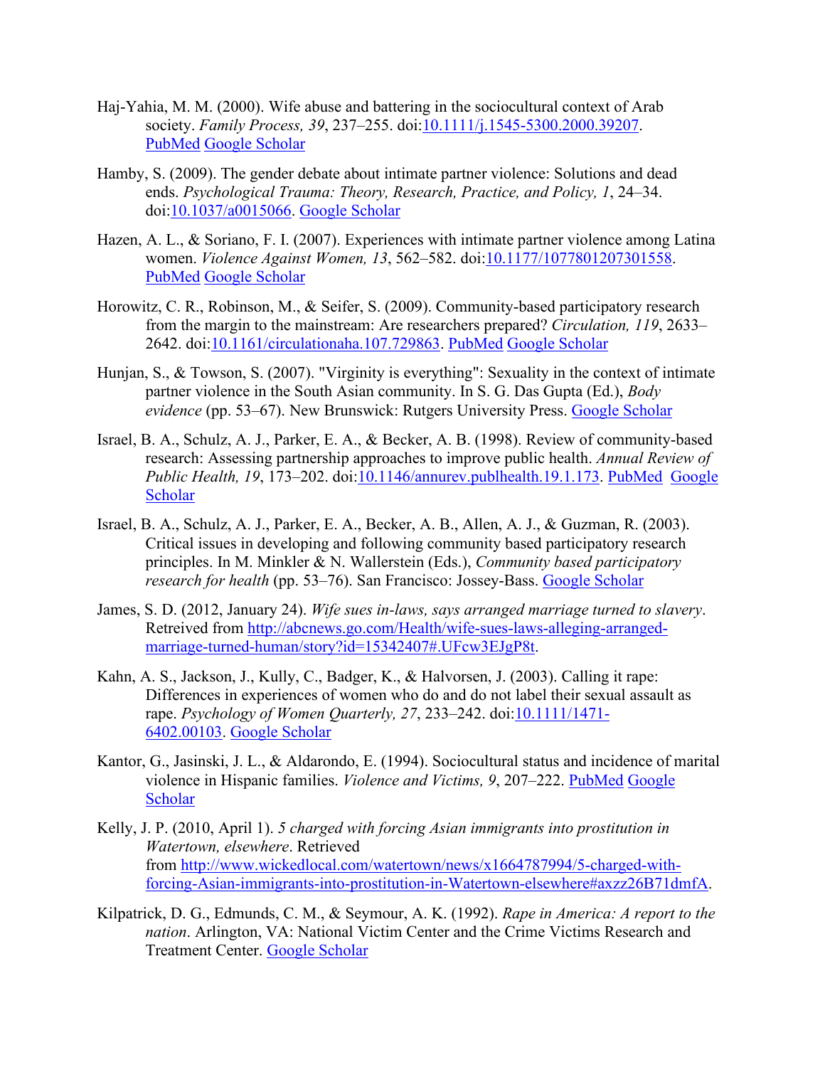Haj-Yahia, M. M. (2000). Wife abuse and battering in the sociocultural context of Arab society. *Family Process, 39*, 237–255. doi:10.1111/j.1545-5300.2000.39207. PubMed Google Scholar

Hamby, S. (2009). The gender debate about intimate partner violence: Solutions and dead ends. *Psychological Trauma: Theory, Research, Practice, and Policy, 1*, 24–34. doi:10.1037/a0015066. Google Scholar

Hazen, A. L., & Soriano, F. I. (2007). Experiences with intimate partner violence among Latina women. *Violence Against Women, 13*, 562–582. doi:10.1177/1077801207301558. PubMed Google Scholar

Horowitz, C. R., Robinson, M., & Seifer, S. (2009). Community-based participatory research from the margin to the mainstream: Are researchers prepared? *Circulation, 119*, 2633–2642. doi:10.1161/circulationaha.107.729863. PubMed Google Scholar

Hunjan, S., & Towson, S. (2007). "Virginity is everything": Sexuality in the context of intimate partner violence in the South Asian community. In S. G. Das Gupta (Ed.), *Body evidence* (pp. 53–67). New Brunswick: Rutgers University Press. Google Scholar

Israel, B. A., Schulz, A. J., Parker, E. A., & Becker, A. B. (1998). Review of community-based research: Assessing partnership approaches to improve public health. *Annual Review of Public Health, 19*, 173–202. doi:10.1146/annurev.publhealth.19.1.173. PubMed Google Scholar

Israel, B. A., Schulz, A. J., Parker, E. A., Becker, A. B., Allen, A. J., & Guzman, R. (2003). Critical issues in developing and following community based participatory research principles. In M. Minkler & N. Wallerstein (Eds.), *Community based participatory research for health* (pp. 53–76). San Francisco: Jossey-Bass. Google Scholar

James, S. D. (2012, January 24). *Wife sues in-laws, says arranged marriage turned to slavery*. Retreived from http://abcnews.go.com/Health/wife-sues-laws-alleging-arranged-marriage-turned-human/story?id=15342407#.UFcw3EJgP8t.

Kahn, A. S., Jackson, J., Kully, C., Badger, K., & Halvorsen, J. (2003). Calling it rape: Differences in experiences of women who do and do not label their sexual assault as rape. *Psychology of Women Quarterly, 27*, 233–242. doi:10.1111/1471-6402.00103. Google Scholar

Kantor, G., Jasinski, J. L., & Aldarondo, E. (1994). Sociocultural status and incidence of marital violence in Hispanic families. *Violence and Victims, 9*, 207–222. PubMed Google Scholar

Kelly, J. P. (2010, April 1). *5 charged with forcing Asian immigrants into prostitution in Watertown, elsewhere*. Retrieved from http://www.wickedlocal.com/watertown/news/x1664787994/5-charged-with-forcing-Asian-immigrants-into-prostitution-in-Watertown-elsewhere#axzz26B71dmfA.

Kilpatrick, D. G., Edmunds, C. M., & Seymour, A. K. (1992). *Rape in America: A report to the nation*. Arlington, VA: National Victim Center and the Crime Victims Research and Treatment Center. Google Scholar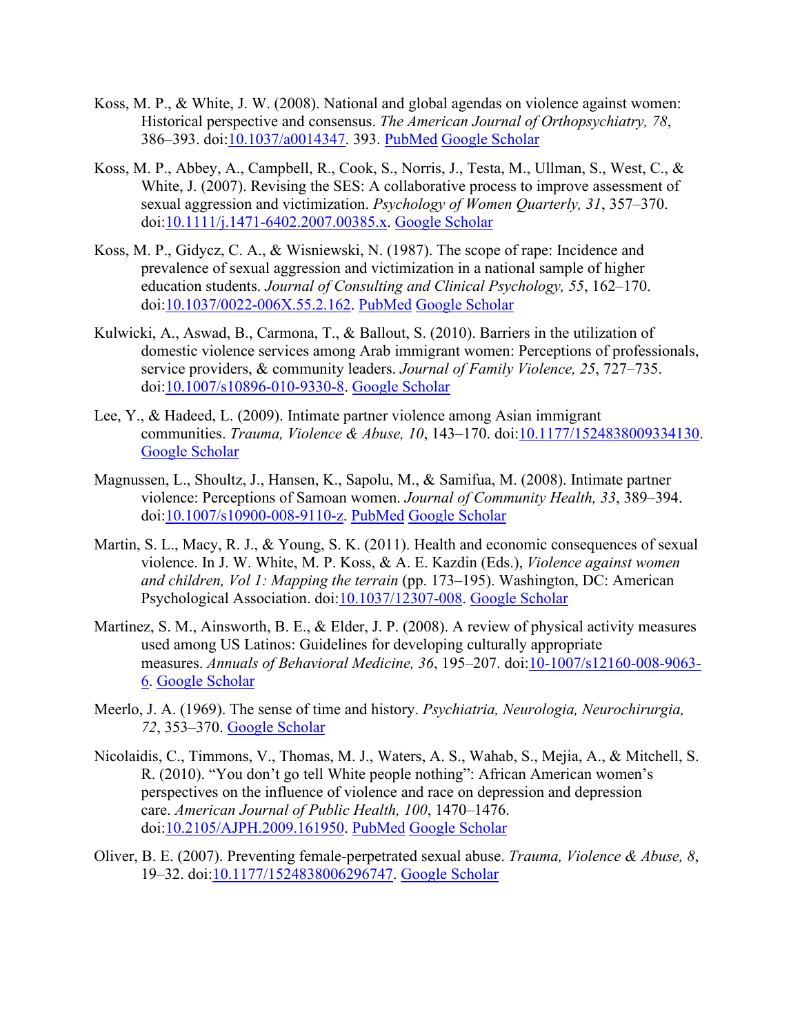Koss, M. P., & White, J. W. (2008). National and global agendas on violence against women: Historical perspective and consensus. *The American Journal of Orthopsychiatry, 78*, 386–393. doi:10.1037/a0014347. 393. PubMed Google Scholar

Koss, M. P., Abbey, A., Campbell, R., Cook, S., Norris, J., Testa, M., Ullman, S., West, C., & White, J. (2007). Revising the SES: A collaborative process to improve assessment of sexual aggression and victimization. *Psychology of Women Quarterly, 31*, 357–370. doi:10.1111/j.1471-6402.2007.00385.x. Google Scholar

Koss, M. P., Gidycz, C. A., & Wisniewski, N. (1987). The scope of rape: Incidence and prevalence of sexual aggression and victimization in a national sample of higher education students. *Journal of Consulting and Clinical Psychology, 55*, 162–170. doi:10.1037/0022-006X.55.2.162. PubMed Google Scholar

Kulwicki, A., Aswad, B., Carmona, T., & Ballout, S. (2010). Barriers in the utilization of domestic violence services among Arab immigrant women: Perceptions of professionals, service providers, & community leaders. *Journal of Family Violence, 25*, 727–735. doi:10.1007/s10896-010-9330-8. Google Scholar

Lee, Y., & Hadeed, L. (2009). Intimate partner violence among Asian immigrant communities. *Trauma, Violence & Abuse, 10*, 143–170. doi:10.1177/1524838009334130. Google Scholar

Magnussen, L., Shoultz, J., Hansen, K., Sapolu, M., & Samifua, M. (2008). Intimate partner violence: Perceptions of Samoan women. *Journal of Community Health, 33*, 389–394. doi:10.1007/s10900-008-9110-z. PubMed Google Scholar

Martin, S. L., Macy, R. J., & Young, S. K. (2011). Health and economic consequences of sexual violence. In J. W. White, M. P. Koss, & A. E. Kazdin (Eds.), *Violence against women and children, Vol 1: Mapping the terrain* (pp. 173–195). Washington, DC: American Psychological Association. doi:10.1037/12307-008. Google Scholar

Martinez, S. M., Ainsworth, B. E., & Elder, J. P. (2008). A review of physical activity measures used among US Latinos: Guidelines for developing culturally appropriate measures. *Annuals of Behavioral Medicine, 36*, 195–207. doi:10-1007/s12160-008-9063-6. Google Scholar

Meerlo, J. A. (1969). The sense of time and history. *Psychiatria, Neurologia, Neurochirurgia, 72*, 353–370. Google Scholar

Nicolaidis, C., Timmons, V., Thomas, M. J., Waters, A. S., Wahab, S., Mejia, A., & Mitchell, S. R. (2010). "You don't go tell White people nothing": African American women's perspectives on the influence of violence and race on depression and depression care. *American Journal of Public Health, 100*, 1470–1476. doi:10.2105/AJPH.2009.161950. PubMed Google Scholar

Oliver, B. E. (2007). Preventing female-perpetrated sexual abuse. *Trauma, Violence & Abuse, 8*, 19–32. doi:10.1177/1524838006296747. Google Scholar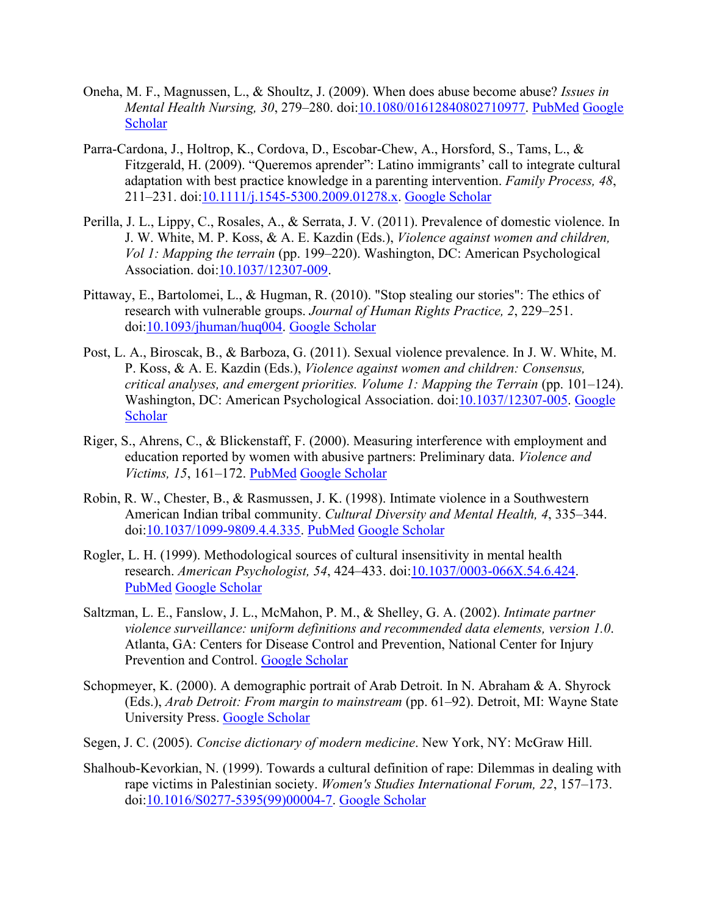Oneha, M. F., Magnussen, L., & Shoultz, J. (2009). When does abuse become abuse? *Issues in Mental Health Nursing, 30*, 279–280. doi:10.1080/01612840802710977. PubMed Google Scholar

Parra-Cardona, J., Holtrop, K., Cordova, D., Escobar-Chew, A., Horsford, S., Tams, L., & Fitzgerald, H. (2009). "Queremos aprender": Latino immigrants' call to integrate cultural adaptation with best practice knowledge in a parenting intervention. *Family Process, 48*, 211–231. doi:10.1111/j.1545-5300.2009.01278.x. Google Scholar

Perilla, J. L., Lippy, C., Rosales, A., & Serrata, J. V. (2011). Prevalence of domestic violence. In J. W. White, M. P. Koss, & A. E. Kazdin (Eds.), *Violence against women and children, Vol 1: Mapping the terrain* (pp. 199–220). Washington, DC: American Psychological Association. doi:10.1037/12307-009.

Pittaway, E., Bartolomei, L., & Hugman, R. (2010). "Stop stealing our stories": The ethics of research with vulnerable groups. *Journal of Human Rights Practice, 2*, 229–251. doi:10.1093/jhuman/huq004. Google Scholar

Post, L. A., Biroscak, B., & Barboza, G. (2011). Sexual violence prevalence. In J. W. White, M. P. Koss, & A. E. Kazdin (Eds.), *Violence against women and children: Consensus, critical analyses, and emergent priorities. Volume 1: Mapping the Terrain* (pp. 101–124). Washington, DC: American Psychological Association. doi:10.1037/12307-005. Google Scholar

Riger, S., Ahrens, C., & Blickenstaff, F. (2000). Measuring interference with employment and education reported by women with abusive partners: Preliminary data. *Violence and Victims, 15*, 161–172. PubMed Google Scholar

Robin, R. W., Chester, B., & Rasmussen, J. K. (1998). Intimate violence in a Southwestern American Indian tribal community. *Cultural Diversity and Mental Health, 4*, 335–344. doi:10.1037/1099-9809.4.4.335. PubMed Google Scholar

Rogler, L. H. (1999). Methodological sources of cultural insensitivity in mental health research. *American Psychologist, 54*, 424–433. doi:10.1037/0003-066X.54.6.424. PubMed Google Scholar

Saltzman, L. E., Fanslow, J. L., McMahon, P. M., & Shelley, G. A. (2002). *Intimate partner violence surveillance: uniform definitions and recommended data elements, version 1.0*. Atlanta, GA: Centers for Disease Control and Prevention, National Center for Injury Prevention and Control. Google Scholar

Schopmeyer, K. (2000). A demographic portrait of Arab Detroit. In N. Abraham & A. Shyrock (Eds.), *Arab Detroit: From margin to mainstream* (pp. 61–92). Detroit, MI: Wayne State University Press. Google Scholar

Segen, J. C. (2005). *Concise dictionary of modern medicine*. New York, NY: McGraw Hill.

Shalhoub-Kevorkian, N. (1999). Towards a cultural definition of rape: Dilemmas in dealing with rape victims in Palestinian society. *Women's Studies International Forum, 22*, 157–173. doi:10.1016/S0277-5395(99)00004-7. Google Scholar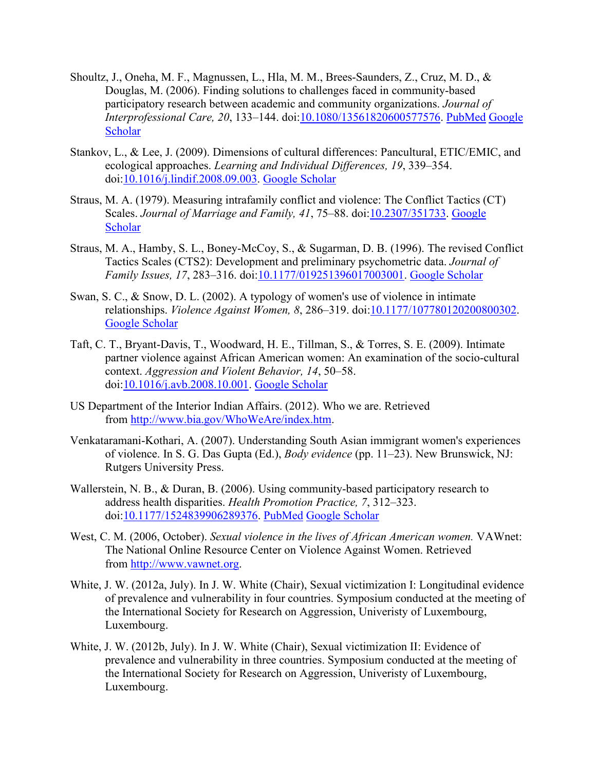Shoultz, J., Oneha, M. F., Magnussen, L., Hla, M. M., Brees-Saunders, Z., Cruz, M. D., & Douglas, M. (2006). Finding solutions to challenges faced in community-based participatory research between academic and community organizations. *Journal of Interprofessional Care, 20*, 133–144. doi:10.1080/13561820600577576. PubMed Google Scholar

Stankov, L., & Lee, J. (2009). Dimensions of cultural differences: Pancultural, ETIC/EMIC, and ecological approaches. *Learning and Individual Differences, 19*, 339–354. doi:10.1016/j.lindif.2008.09.003. Google Scholar

Straus, M. A. (1979). Measuring intrafamily conflict and violence: The Conflict Tactics (CT) Scales. *Journal of Marriage and Family, 41*, 75–88. doi:10.2307/351733. Google Scholar

Straus, M. A., Hamby, S. L., Boney-McCoy, S., & Sugarman, D. B. (1996). The revised Conflict Tactics Scales (CTS2): Development and preliminary psychometric data. *Journal of Family Issues, 17*, 283–316. doi:10.1177/019251396017003001. Google Scholar

Swan, S. C., & Snow, D. L. (2002). A typology of women's use of violence in intimate relationships. *Violence Against Women, 8*, 286–319. doi:10.1177/107780120200800302. Google Scholar

Taft, C. T., Bryant-Davis, T., Woodward, H. E., Tillman, S., & Torres, S. E. (2009). Intimate partner violence against African American women: An examination of the socio-cultural context. *Aggression and Violent Behavior, 14*, 50–58. doi:10.1016/j.avb.2008.10.001. Google Scholar

US Department of the Interior Indian Affairs. (2012). Who we are. Retrieved from http://www.bia.gov/WhoWeAre/index.htm.

Venkataramani-Kothari, A. (2007). Understanding South Asian immigrant women's experiences of violence. In S. G. Das Gupta (Ed.), *Body evidence* (pp. 11–23). New Brunswick, NJ: Rutgers University Press.

Wallerstein, N. B., & Duran, B. (2006). Using community-based participatory research to address health disparities. *Health Promotion Practice, 7*, 312–323. doi:10.1177/1524839906289376. PubMed Google Scholar

West, C. M. (2006, October). *Sexual violence in the lives of African American women.* VAWnet: The National Online Resource Center on Violence Against Women. Retrieved from http://www.vawnet.org.

White, J. W. (2012a, July). In J. W. White (Chair), Sexual victimization I: Longitudinal evidence of prevalence and vulnerability in four countries. Symposium conducted at the meeting of the International Society for Research on Aggression, Univeristy of Luxembourg, Luxembourg.

White, J. W. (2012b, July). In J. W. White (Chair), Sexual victimization II: Evidence of prevalence and vulnerability in three countries. Symposium conducted at the meeting of the International Society for Research on Aggression, Univeristy of Luxembourg, Luxembourg.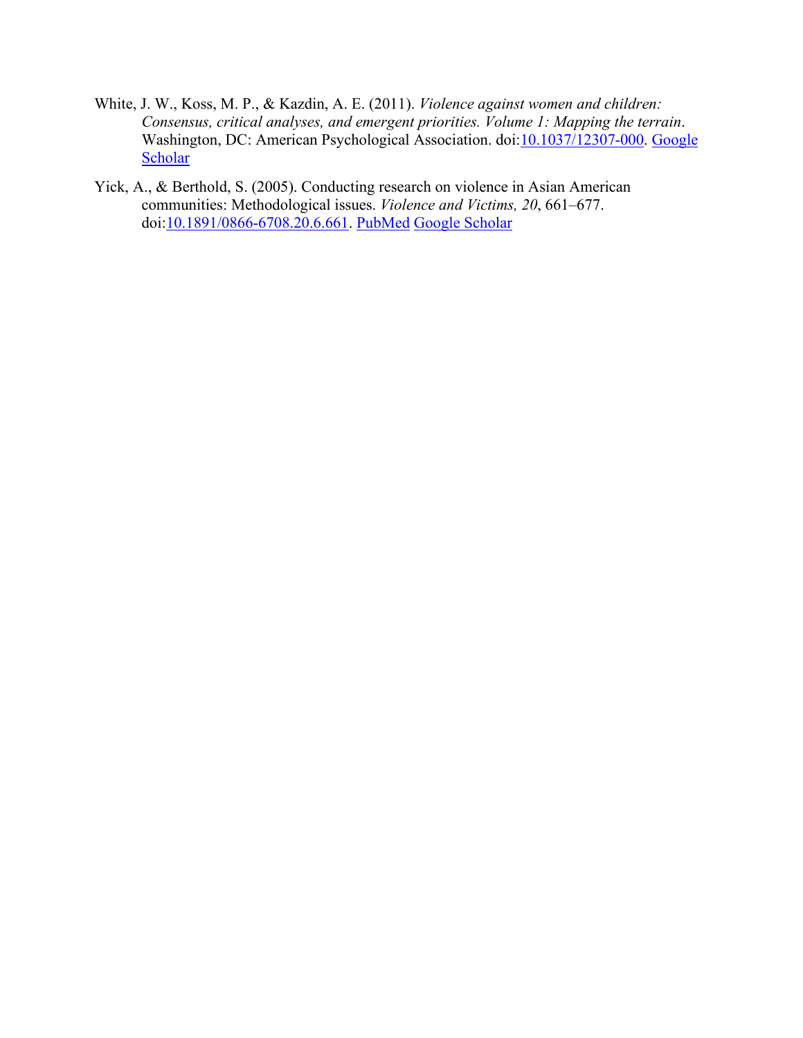White, J. W., Koss, M. P., & Kazdin, A. E. (2011). *Violence against women and children: Consensus, critical analyses, and emergent priorities. Volume 1: Mapping the terrain*. Washington, DC: American Psychological Association. doi:10.1037/12307-000. Google Scholar

Yick, A., & Berthold, S. (2005). Conducting research on violence in Asian American communities: Methodological issues. *Violence and Victims, 20*, 661–677. doi:10.1891/0866-6708.20.6.661. PubMed Google Scholar